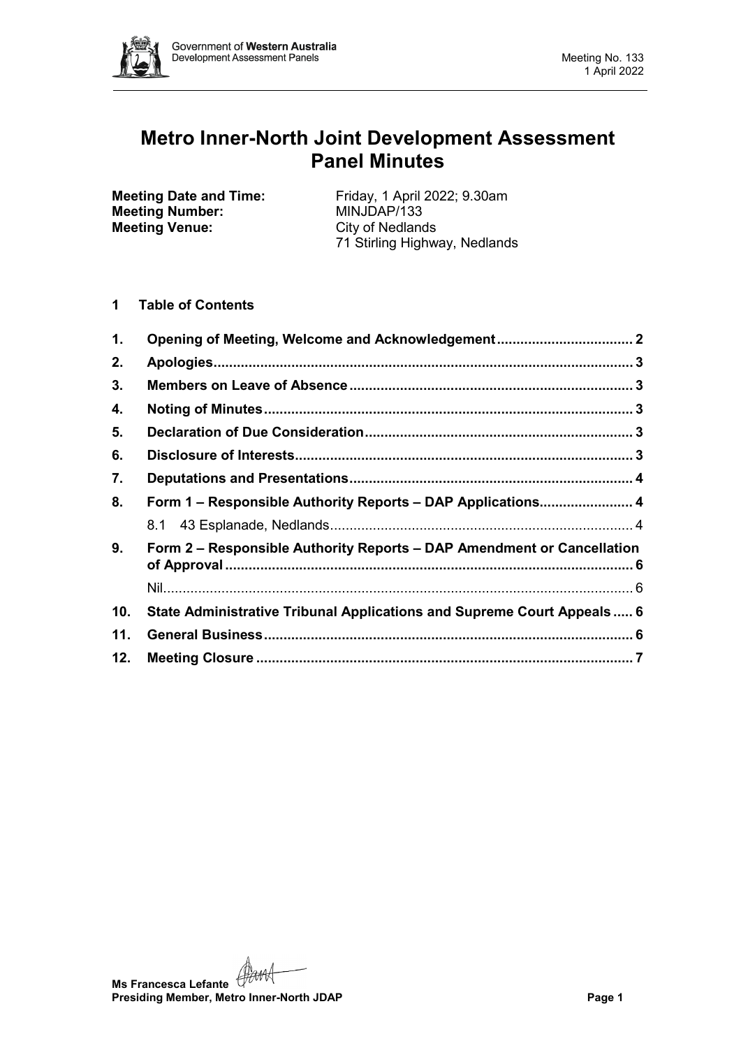# Metro Inner-North Joint Development Assessment Panel Minutes

**Meeting Date and Time:** Friday, 1 April 2022; 9.30am
**Meeting Number:** MINJDAP/133
**Meeting Venue:** City of Nedlands
71 Stirling Highway, Nedlands

## 1 Table of Contents

| | | |
|---|---|---|
| **1.** | **Opening of Meeting, Welcome and Acknowledgement** | **2** |
| **2.** | **Apologies** | **3** |
| **3.** | **Members on Leave of Absence** | **3** |
| **4.** | **Noting of Minutes** | **3** |
| **5.** | **Declaration of Due Consideration** | **3** |
| **6.** | **Disclosure of Interests** | **3** |
| **7.** | **Deputations and Presentations** | **4** |
| **8.** | **Form 1 – Responsible Authority Reports – DAP Applications** | **4** |
| | 8.1 43 Esplanade, Nedlands | 4 |
| **9.** | **Form 2 – Responsible Authority Reports – DAP Amendment or Cancellation of Approval** | **6** |
| | Nil | 6 |
| **10.** | **State Administrative Tribunal Applications and Supreme Court Appeals** | **6** |
| **11.** | **General Business** | **6** |
| **12.** | **Meeting Closure** | **7** |

**Ms Francesca Lefante**
**Presiding Member, Metro Inner-North JDAP**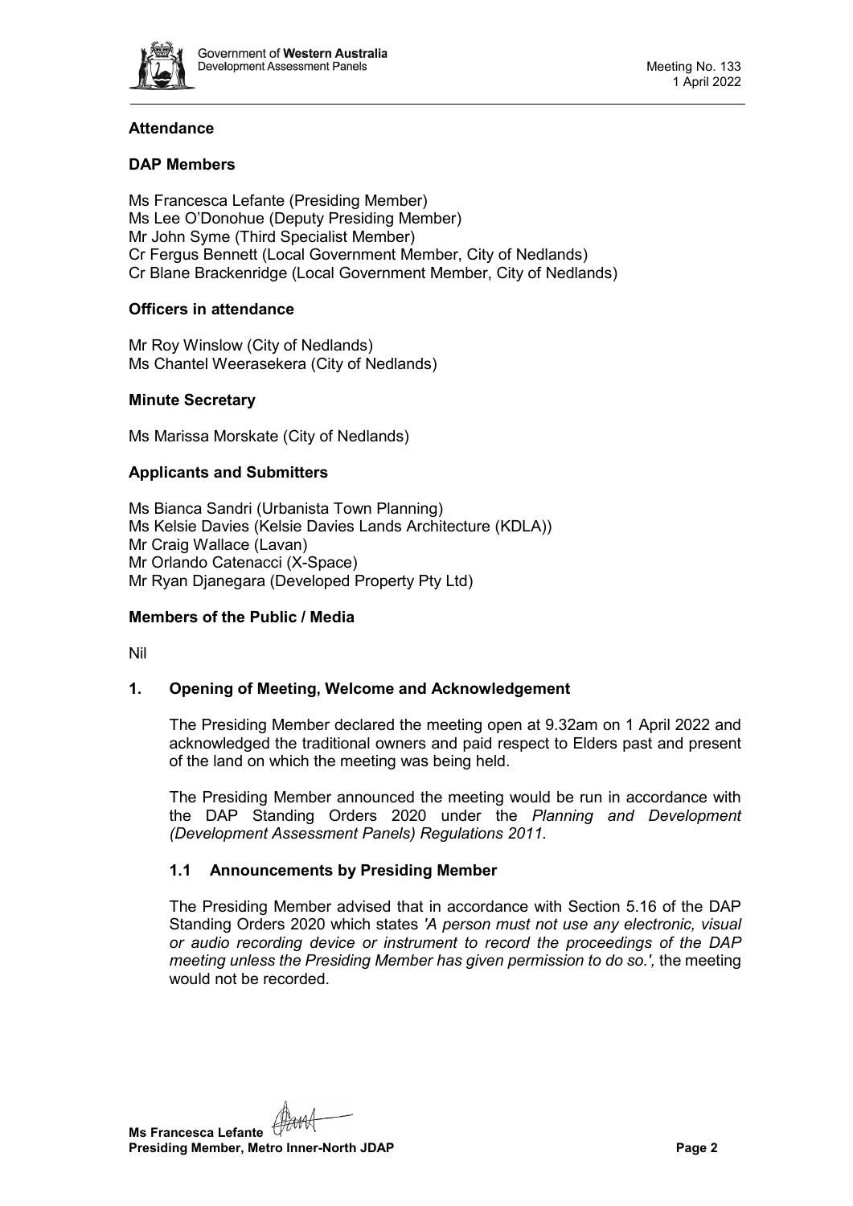## Attendance

### DAP Members

Ms Francesca Lefante (Presiding Member)
Ms Lee O'Donohue (Deputy Presiding Member)
Mr John Syme (Third Specialist Member)
Cr Fergus Bennett (Local Government Member, City of Nedlands)
Cr Blane Brackenridge (Local Government Member, City of Nedlands)

### Officers in attendance

Mr Roy Winslow (City of Nedlands)
Ms Chantel Weerasekera (City of Nedlands)

### Minute Secretary

Ms Marissa Morskate (City of Nedlands)

### Applicants and Submitters

Ms Bianca Sandri (Urbanista Town Planning)
Ms Kelsie Davies (Kelsie Davies Lands Architecture (KDLA))
Mr Craig Wallace (Lavan)
Mr Orlando Catenacci (X-Space)
Mr Ryan Djanegara (Developed Property Pty Ltd)

### Members of the Public / Media

Nil

## 1. Opening of Meeting, Welcome and Acknowledgement

The Presiding Member declared the meeting open at 9.32am on 1 April 2022 and acknowledged the traditional owners and paid respect to Elders past and present of the land on which the meeting was being held.

The Presiding Member announced the meeting would be run in accordance with the DAP Standing Orders 2020 under the *Planning and Development (Development Assessment Panels) Regulations 2011.*

### 1.1 Announcements by Presiding Member

The Presiding Member advised that in accordance with Section 5.16 of the DAP Standing Orders 2020 which states *'A person must not use any electronic, visual or audio recording device or instrument to record the proceedings of the DAP meeting unless the Presiding Member has given permission to do so.',* the meeting would not be recorded.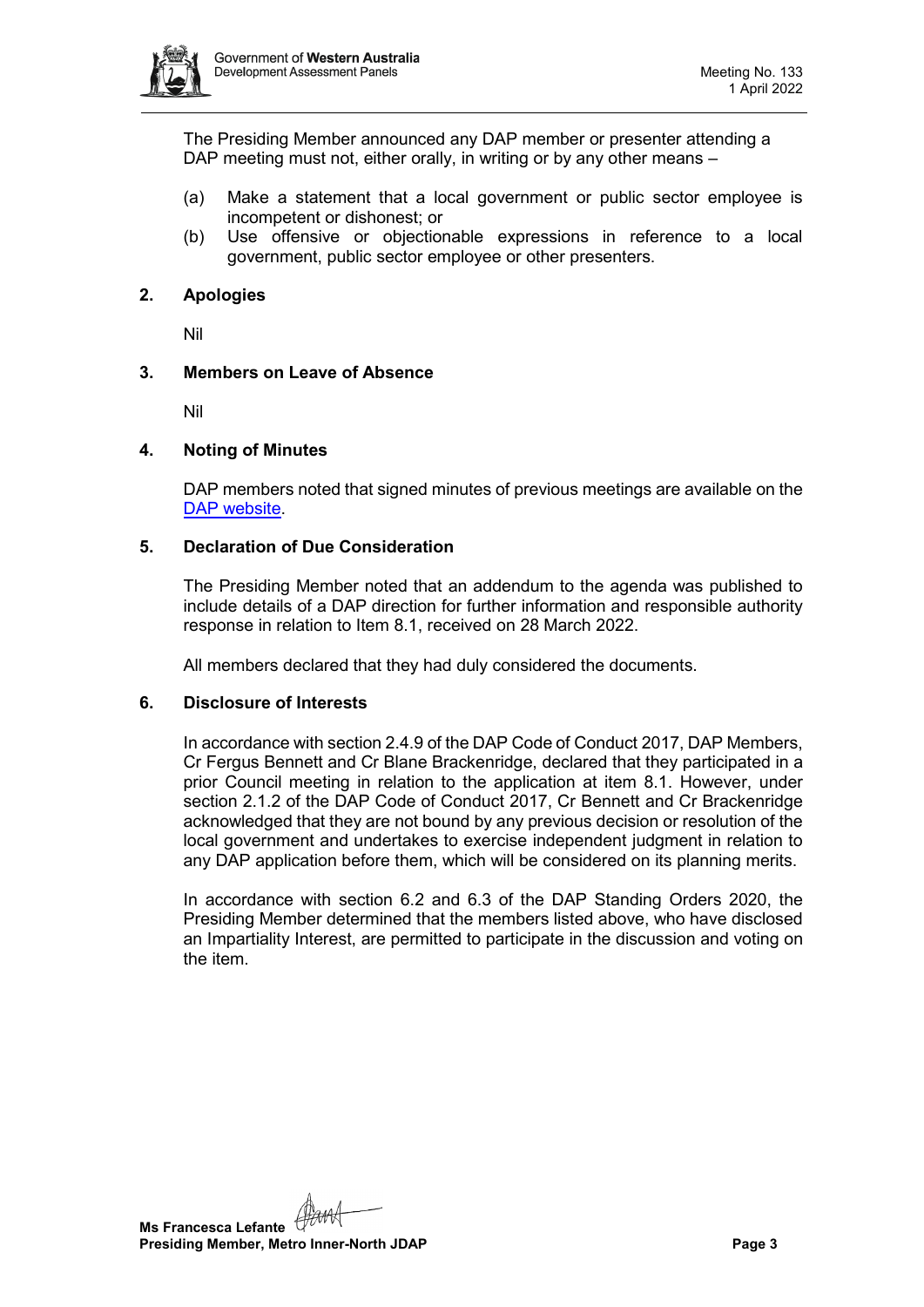The Presiding Member announced any DAP member or presenter attending a DAP meeting must not, either orally, in writing or by any other means –

(a) Make a statement that a local government or public sector employee is incompetent or dishonest; or
(b) Use offensive or objectionable expressions in reference to a local government, public sector employee or other presenters.

## 2. Apologies

Nil

## 3. Members on Leave of Absence

Nil

## 4. Noting of Minutes

DAP members noted that signed minutes of previous meetings are available on the [DAP website](#).

## 5. Declaration of Due Consideration

The Presiding Member noted that an addendum to the agenda was published to include details of a DAP direction for further information and responsible authority response in relation to Item 8.1, received on 28 March 2022.

All members declared that they had duly considered the documents.

## 6. Disclosure of Interests

In accordance with section 2.4.9 of the DAP Code of Conduct 2017, DAP Members, Cr Fergus Bennett and Cr Blane Brackenridge, declared that they participated in a prior Council meeting in relation to the application at item 8.1. However, under section 2.1.2 of the DAP Code of Conduct 2017, Cr Bennett and Cr Brackenridge acknowledged that they are not bound by any previous decision or resolution of the local government and undertakes to exercise independent judgment in relation to any DAP application before them, which will be considered on its planning merits.

In accordance with section 6.2 and 6.3 of the DAP Standing Orders 2020, the Presiding Member determined that the members listed above, who have disclosed an Impartiality Interest, are permitted to participate in the discussion and voting on the item.

**Ms Francesca Lefante**
**Presiding Member, Metro Inner-North JDAP**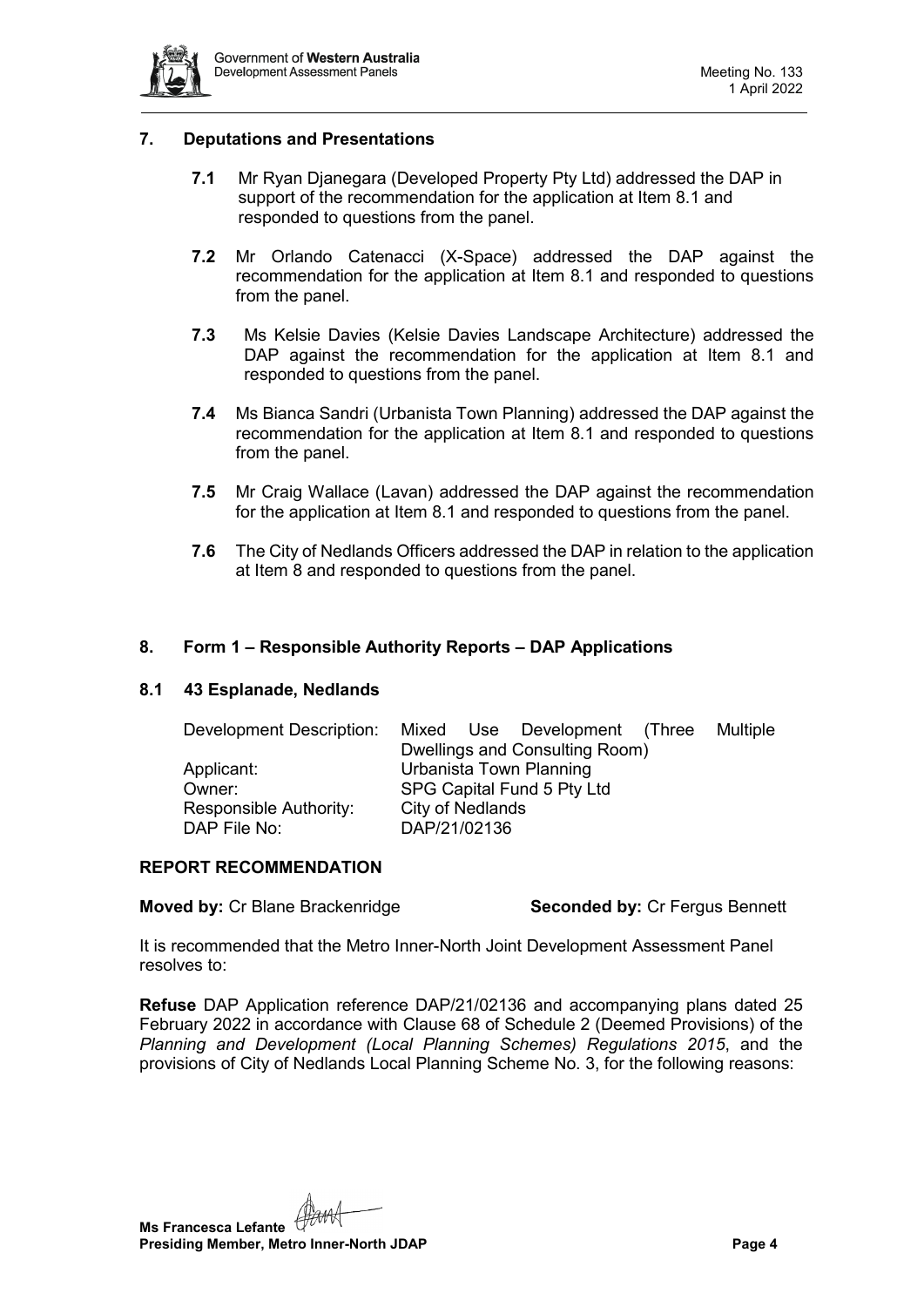## 7. Deputations and Presentations

**7.1** Mr Ryan Djanegara (Developed Property Pty Ltd) addressed the DAP in support of the recommendation for the application at Item 8.1 and responded to questions from the panel.

**7.2** Mr Orlando Catenacci (X-Space) addressed the DAP against the recommendation for the application at Item 8.1 and responded to questions from the panel.

**7.3** Ms Kelsie Davies (Kelsie Davies Landscape Architecture) addressed the DAP against the recommendation for the application at Item 8.1 and responded to questions from the panel.

**7.4** Ms Bianca Sandri (Urbanista Town Planning) addressed the DAP against the recommendation for the application at Item 8.1 and responded to questions from the panel.

**7.5** Mr Craig Wallace (Lavan) addressed the DAP against the recommendation for the application at Item 8.1 and responded to questions from the panel.

**7.6** The City of Nedlands Officers addressed the DAP in relation to the application at Item 8 and responded to questions from the panel.

## 8. Form 1 – Responsible Authority Reports – DAP Applications

### 8.1 43 Esplanade, Nedlands

| | |
|---|---|
| Development Description: | Mixed Use Development (Three Multiple Dwellings and Consulting Room) |
| Applicant: | Urbanista Town Planning |
| Owner: | SPG Capital Fund 5 Pty Ltd |
| Responsible Authority: | City of Nedlands |
| DAP File No: | DAP/21/02136 |

### REPORT RECOMMENDATION

**Moved by:** Cr Blane Brackenridge **Seconded by:** Cr Fergus Bennett

It is recommended that the Metro Inner-North Joint Development Assessment Panel resolves to:

**Refuse** DAP Application reference DAP/21/02136 and accompanying plans dated 25 February 2022 in accordance with Clause 68 of Schedule 2 (Deemed Provisions) of the *Planning and Development (Local Planning Schemes) Regulations 2015*, and the provisions of City of Nedlands Local Planning Scheme No. 3, for the following reasons: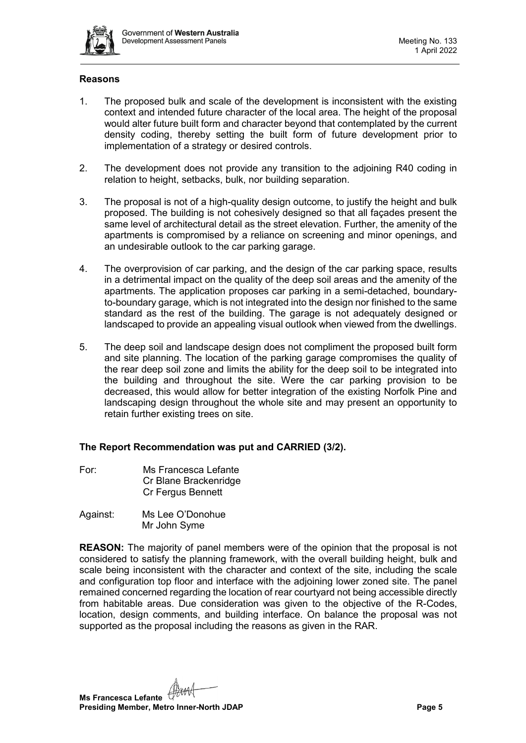**Reasons**

1. The proposed bulk and scale of the development is inconsistent with the existing context and intended future character of the local area. The height of the proposal would alter future built form and character beyond that contemplated by the current density coding, thereby setting the built form of future development prior to implementation of a strategy or desired controls.

2. The development does not provide any transition to the adjoining R40 coding in relation to height, setbacks, bulk, nor building separation.

3. The proposal is not of a high-quality design outcome, to justify the height and bulk proposed. The building is not cohesively designed so that all façades present the same level of architectural detail as the street elevation. Further, the amenity of the apartments is compromised by a reliance on screening and minor openings, and an undesirable outlook to the car parking garage.

4. The overprovision of car parking, and the design of the car parking space, results in a detrimental impact on the quality of the deep soil areas and the amenity of the apartments. The application proposes car parking in a semi-detached, boundary-to-boundary garage, which is not integrated into the design nor finished to the same standard as the rest of the building. The garage is not adequately designed or landscaped to provide an appealing visual outlook when viewed from the dwellings.

5. The deep soil and landscape design does not compliment the proposed built form and site planning. The location of the parking garage compromises the quality of the rear deep soil zone and limits the ability for the deep soil to be integrated into the building and throughout the site. Were the car parking provision to be decreased, this would allow for better integration of the existing Norfolk Pine and landscaping design throughout the whole site and may present an opportunity to retain further existing trees on site.

**The Report Recommendation was put and CARRIED (3/2).**

For: Ms Francesca Lefante
Cr Blane Brackenridge
Cr Fergus Bennett

Against: Ms Lee O'Donohue
Mr John Syme

**REASON:** The majority of panel members were of the opinion that the proposal is not considered to satisfy the planning framework, with the overall building height, bulk and scale being inconsistent with the character and context of the site, including the scale and configuration top floor and interface with the adjoining lower zoned site. The panel remained concerned regarding the location of rear courtyard not being accessible directly from habitable areas. Due consideration was given to the objective of the R-Codes, location, design comments, and building interface. On balance the proposal was not supported as the proposal including the reasons as given in the RAR.

**Ms Francesca Lefante**
**Presiding Member, Metro Inner-North JDAP**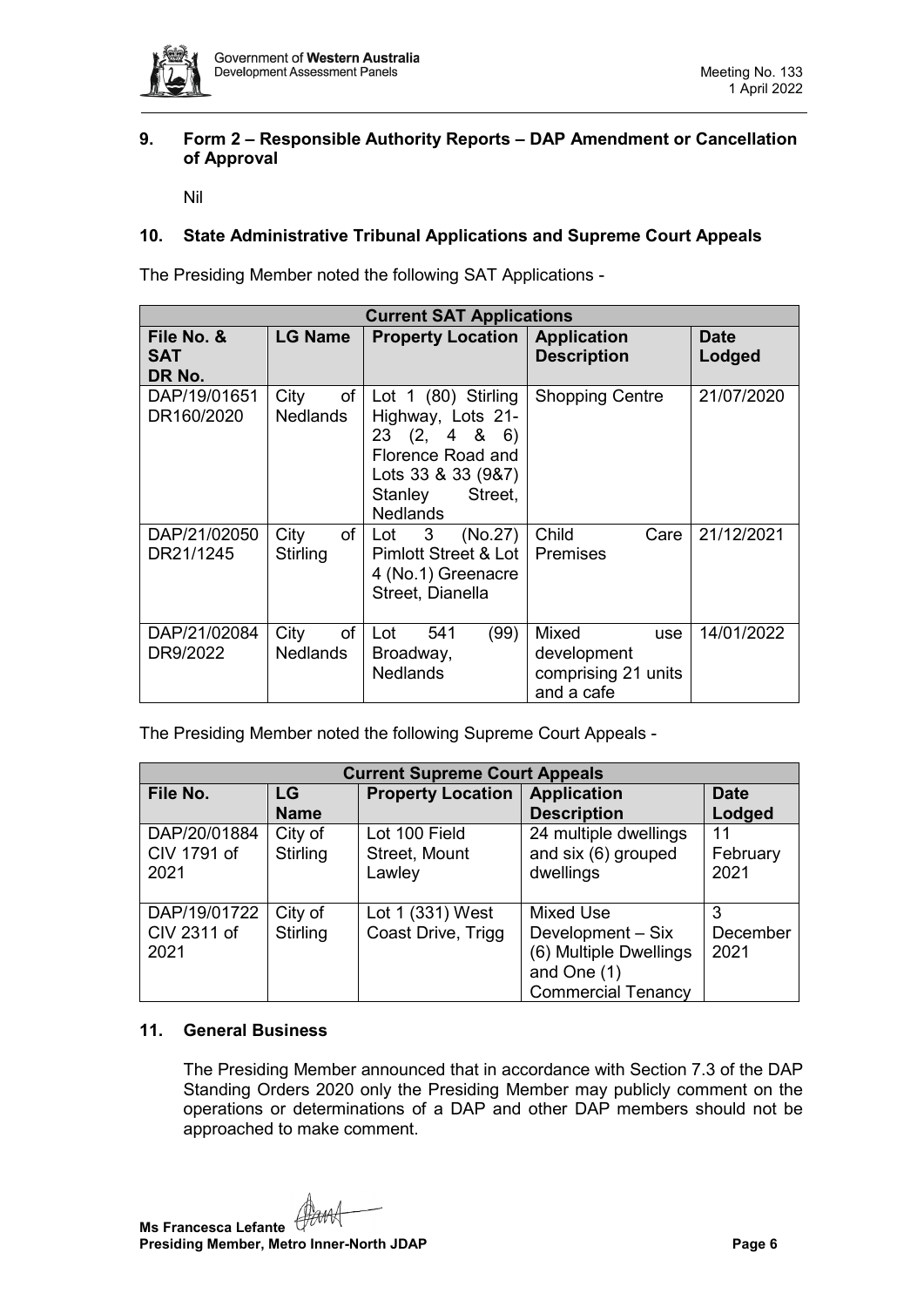## 9. Form 2 – Responsible Authority Reports – DAP Amendment or Cancellation of Approval

Nil

## 10. State Administrative Tribunal Applications and Supreme Court Appeals

The Presiding Member noted the following SAT Applications -

| **Current SAT Applications** | | | | |
|---|---|---|---|---|
| **File No. & SAT DR No.** | **LG Name** | **Property Location** | **Application Description** | **Date Lodged** |
| DAP/19/01651 DR160/2020 | City of Nedlands | Lot 1 (80) Stirling Highway, Lots 21-23 (2, 4 & 6) Florence Road and Lots 33 & 33 (9&7) Stanley Street, Nedlands | Shopping Centre | 21/07/2020 |
| DAP/21/02050 DR21/1245 | City of Stirling | Lot 3 (No.27) Pimlott Street & Lot 4 (No.1) Greenacre Street, Dianella | Child Care Premises | 21/12/2021 |
| DAP/21/02084 DR9/2022 | City of Nedlands | Lot 541 (99) Broadway, Nedlands | Mixed use development comprising 21 units and a cafe | 14/01/2022 |

The Presiding Member noted the following Supreme Court Appeals -

| **Current Supreme Court Appeals** | | | | |
|---|---|---|---|---|
| **File No.** | **LG Name** | **Property Location** | **Application Description** | **Date Lodged** |
| DAP/20/01884 CIV 1791 of 2021 | City of Stirling | Lot 100 Field Street, Mount Lawley | 24 multiple dwellings and six (6) grouped dwellings | 11 February 2021 |
| DAP/19/01722 CIV 2311 of 2021 | City of Stirling | Lot 1 (331) West Coast Drive, Trigg | Mixed Use Development – Six (6) Multiple Dwellings and One (1) Commercial Tenancy | 3 December 2021 |

## 11. General Business

The Presiding Member announced that in accordance with Section 7.3 of the DAP Standing Orders 2020 only the Presiding Member may publicly comment on the operations or determinations of a DAP and other DAP members should not be approached to make comment.

**Ms Francesca Lefante**
**Presiding Member, Metro Inner-North JDAP**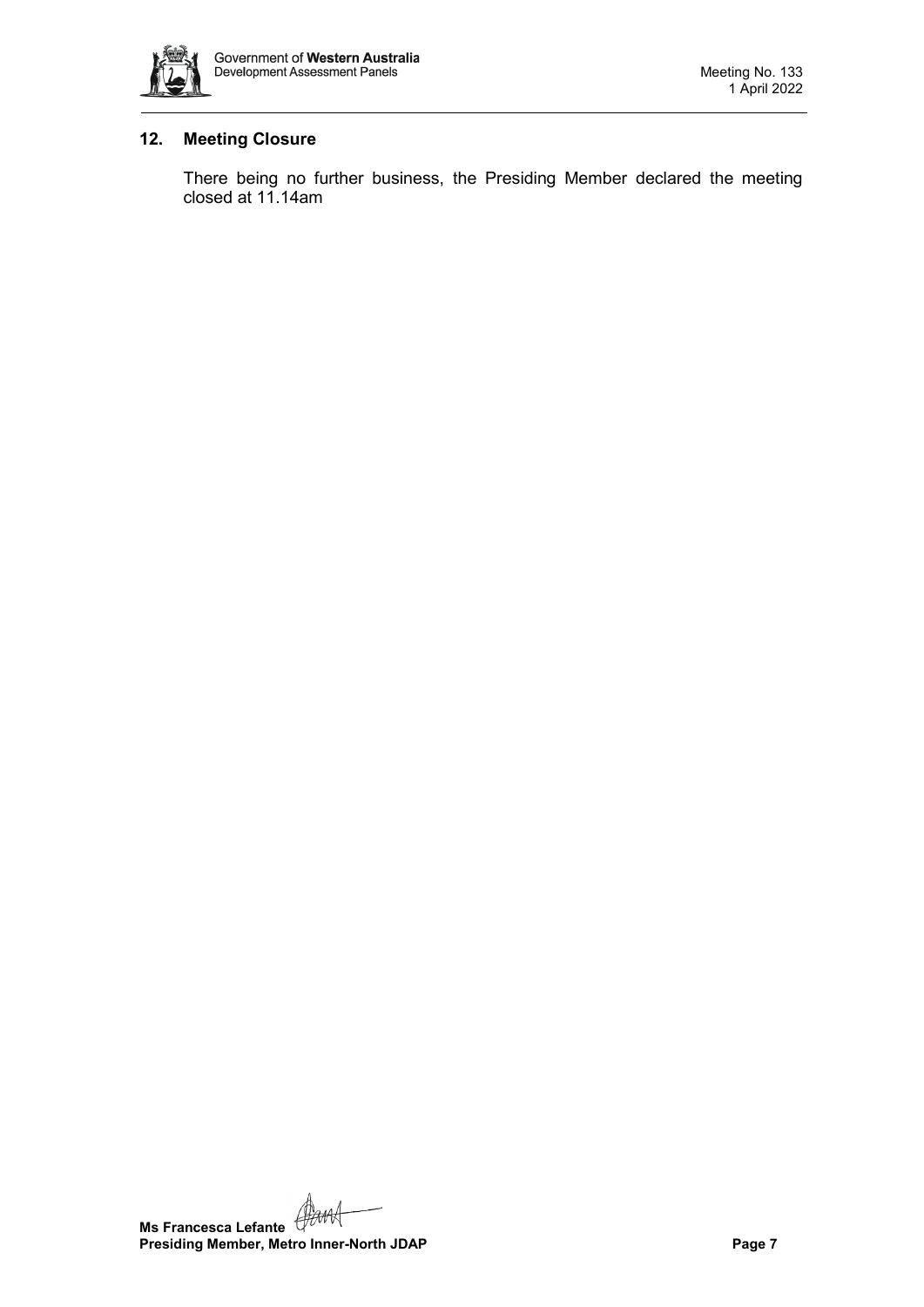## 12. Meeting Closure

There being no further business, the Presiding Member declared the meeting closed at 11.14am

**Ms Francesca Lefante**
**Presiding Member, Metro Inner-North JDAP**